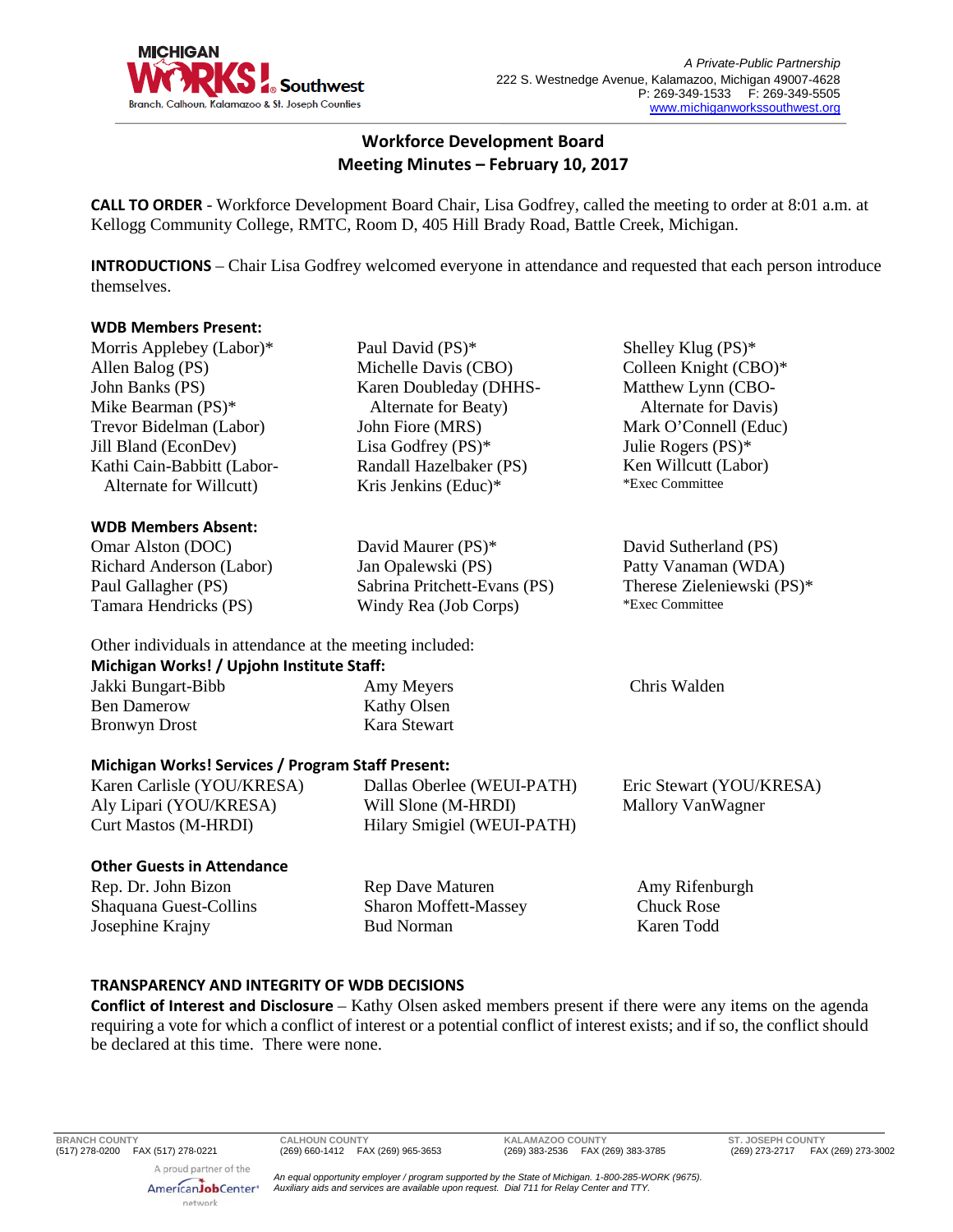A Private-Public Partnership
222 S. Westnedge Avenue, Kalamazoo, Michigan 49007-4628
P: 269-349-1533 F: 269-349-5505
www.michiganworkssouthwest.org

## Workforce Development Board
## Meeting Minutes – February 10, 2017

**CALL TO ORDER** - Workforce Development Board Chair, Lisa Godfrey, called the meeting to order at 8:01 a.m. at Kellogg Community College, RMTC, Room D, 405 Hill Brady Road, Battle Creek, Michigan.

**INTRODUCTIONS** – Chair Lisa Godfrey welcomed everyone in attendance and requested that each person introduce themselves.

**WDB Members Present:**

Morris Applebey (Labor)*
Allen Balog (PS)
John Banks (PS)
Mike Bearman (PS)*
Trevor Bidelman (Labor)
Jill Bland (EconDev)
Kathi Cain-Babbitt (Labor-Alternate for Willcutt)
Paul David (PS)*
Michelle Davis (CBO)
Karen Doubleday (DHHS-Alternate for Beaty)
John Fiore (MRS)
Lisa Godfrey (PS)*
Randall Hazelbaker (PS)
Kris Jenkins (Educ)*
Shelley Klug (PS)*
Colleen Knight (CBO)*
Matthew Lynn (CBO-Alternate for Davis)
Mark O'Connell (Educ)
Julie Rogers (PS)*
Ken Willcutt (Labor)

*Exec Committee

**WDB Members Absent:**

Omar Alston (DOC)
Richard Anderson (Labor)
Paul Gallagher (PS)
Tamara Hendricks (PS)
David Maurer (PS)*
Jan Opalewski (PS)
Sabrina Pritchett-Evans (PS)
Windy Rea (Job Corps)
David Sutherland (PS)
Patty Vanaman (WDA)
Therese Zieleniewski (PS)*

*Exec Committee

Other individuals in attendance at the meeting included:

**Michigan Works! / Upjohn Institute Staff:**

Jakki Bungart-Bibb
Ben Damerow
Bronwyn Drost
Amy Meyers
Kathy Olsen
Kara Stewart
Chris Walden

**Michigan Works! Services / Program Staff Present:**

Karen Carlisle (YOU/KRESA)
Aly Lipari (YOU/KRESA)
Curt Mastos (M-HRDI)
Dallas Oberlee (WEUI-PATH)
Will Slone (M-HRDI)
Hilary Smigiel (WEUI-PATH)
Eric Stewart (YOU/KRESA)
Mallory VanWagner

**Other Guests in Attendance**

Rep. Dr. John Bizon
Shaquana Guest-Collins
Josephine Krajny
Rep Dave Maturen
Sharon Moffett-Massey
Bud Norman
Amy Rifenburgh
Chuck Rose
Karen Todd

**TRANSPARENCY AND INTEGRITY OF WDB DECISIONS**

**Conflict of Interest and Disclosure** – Kathy Olsen asked members present if there were any items on the agenda requiring a vote for which a conflict of interest or a potential conflict of interest exists; and if so, the conflict should be declared at this time. There were none.

BRANCH COUNTY (517) 278-0200 FAX (517) 278-0221 | CALHOUN COUNTY (269) 660-1412 FAX (269) 965-3653 | KALAMAZOO COUNTY (269) 383-2536 FAX (269) 383-3785 | ST. JOSEPH COUNTY (269) 273-2717 FAX (269) 273-3002

A proud partner of the AmericanJobCenter network

*An equal opportunity employer / program supported by the State of Michigan. 1-800-285-WORK (9675). Auxiliary aids and services are available upon request. Dial 711 for Relay Center and TTY.*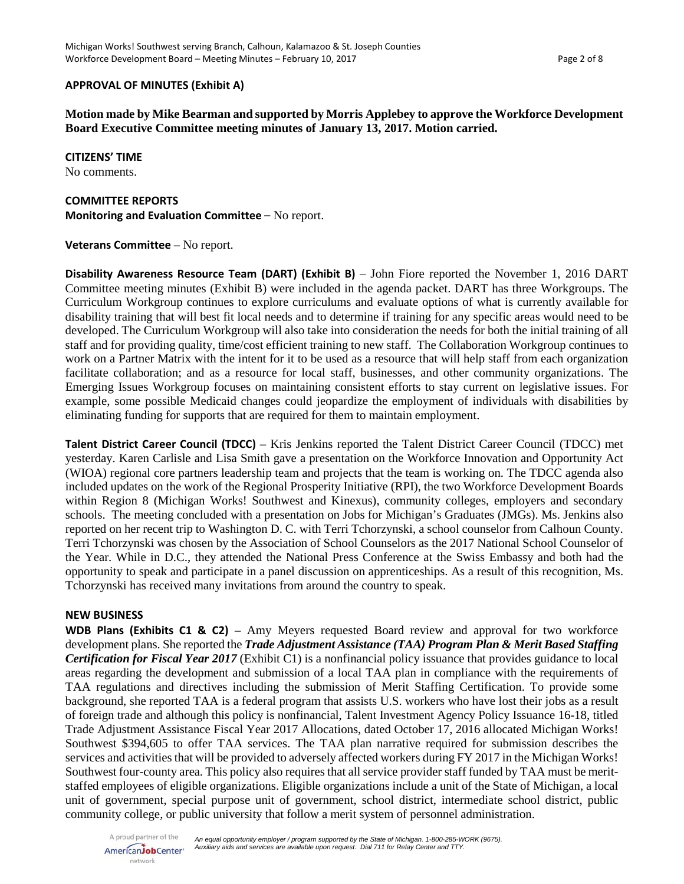**APPROVAL OF MINUTES (Exhibit A)**

**Motion made by Mike Bearman and supported by Morris Applebey to approve the Workforce Development Board Executive Committee meeting minutes of January 13, 2017. Motion carried.**

**CITIZENS' TIME**

No comments.

**COMMITTEE REPORTS**

**Monitoring and Evaluation Committee** – No report.

**Veterans Committee** – No report.

**Disability Awareness Resource Team (DART) (Exhibit B)** – John Fiore reported the November 1, 2016 DART Committee meeting minutes (Exhibit B) were included in the agenda packet. DART has three Workgroups. The Curriculum Workgroup continues to explore curriculums and evaluate options of what is currently available for disability training that will best fit local needs and to determine if training for any specific areas would need to be developed. The Curriculum Workgroup will also take into consideration the needs for both the initial training of all staff and for providing quality, time/cost efficient training to new staff. The Collaboration Workgroup continues to work on a Partner Matrix with the intent for it to be used as a resource that will help staff from each organization facilitate collaboration; and as a resource for local staff, businesses, and other community organizations. The Emerging Issues Workgroup focuses on maintaining consistent efforts to stay current on legislative issues. For example, some possible Medicaid changes could jeopardize the employment of individuals with disabilities by eliminating funding for supports that are required for them to maintain employment.

**Talent District Career Council (TDCC)** – Kris Jenkins reported the Talent District Career Council (TDCC) met yesterday. Karen Carlisle and Lisa Smith gave a presentation on the Workforce Innovation and Opportunity Act (WIOA) regional core partners leadership team and projects that the team is working on. The TDCC agenda also included updates on the work of the Regional Prosperity Initiative (RPI), the two Workforce Development Boards within Region 8 (Michigan Works! Southwest and Kinexus), community colleges, employers and secondary schools. The meeting concluded with a presentation on Jobs for Michigan's Graduates (JMGs). Ms. Jenkins also reported on her recent trip to Washington D. C. with Terri Tchorzynski, a school counselor from Calhoun County. Terri Tchorzynski was chosen by the Association of School Counselors as the 2017 National School Counselor of the Year. While in D.C., they attended the National Press Conference at the Swiss Embassy and both had the opportunity to speak and participate in a panel discussion on apprenticeships. As a result of this recognition, Ms. Tchorzynski has received many invitations from around the country to speak.

**NEW BUSINESS**

**WDB Plans (Exhibits C1 & C2)** – Amy Meyers requested Board review and approval for two workforce development plans. She reported the ***Trade Adjustment Assistance (TAA) Program Plan & Merit Based Staffing Certification for Fiscal Year 2017*** (Exhibit C1) is a nonfinancial policy issuance that provides guidance to local areas regarding the development and submission of a local TAA plan in compliance with the requirements of TAA regulations and directives including the submission of Merit Staffing Certification. To provide some background, she reported TAA is a federal program that assists U.S. workers who have lost their jobs as a result of foreign trade and although this policy is nonfinancial, Talent Investment Agency Policy Issuance 16-18, titled Trade Adjustment Assistance Fiscal Year 2017 Allocations, dated October 17, 2016 allocated Michigan Works! Southwest $394,605 to offer TAA services. The TAA plan narrative required for submission describes the services and activities that will be provided to adversely affected workers during FY 2017 in the Michigan Works! Southwest four-county area. This policy also requires that all service provider staff funded by TAA must be merit-staffed employees of eligible organizations. Eligible organizations include a unit of the State of Michigan, a local unit of government, special purpose unit of government, school district, intermediate school district, public community college, or public university that follow a merit system of personnel administration.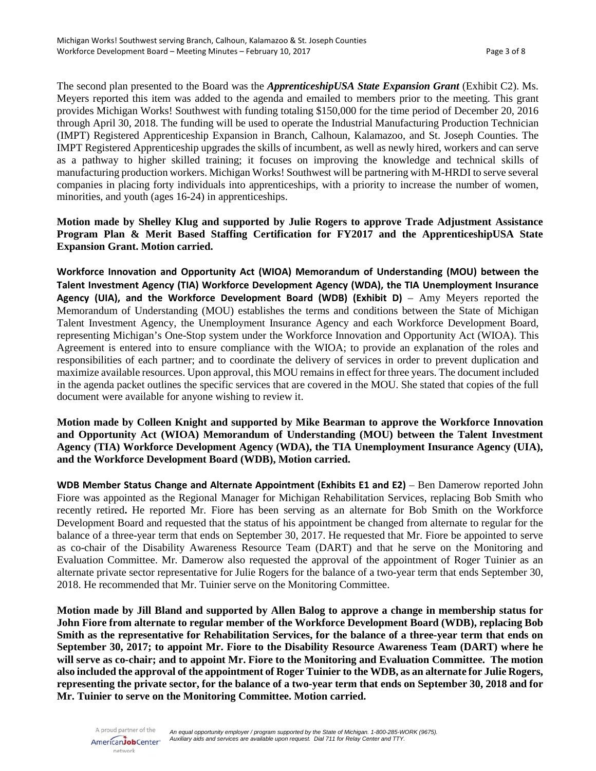The second plan presented to the Board was the ***ApprenticeshipUSA State Expansion Grant*** (Exhibit C2). Ms. Meyers reported this item was added to the agenda and emailed to members prior to the meeting. This grant provides Michigan Works! Southwest with funding totaling $150,000 for the time period of December 20, 2016 through April 30, 2018. The funding will be used to operate the Industrial Manufacturing Production Technician (IMPT) Registered Apprenticeship Expansion in Branch, Calhoun, Kalamazoo, and St. Joseph Counties. The IMPT Registered Apprenticeship upgrades the skills of incumbent, as well as newly hired, workers and can serve as a pathway to higher skilled training; it focuses on improving the knowledge and technical skills of manufacturing production workers. Michigan Works! Southwest will be partnering with M-HRDI to serve several companies in placing forty individuals into apprenticeships, with a priority to increase the number of women, minorities, and youth (ages 16-24) in apprenticeships.

**Motion made by Shelley Klug and supported by Julie Rogers to approve Trade Adjustment Assistance Program Plan & Merit Based Staffing Certification for FY2017 and the ApprenticeshipUSA State Expansion Grant. Motion carried.**

**Workforce Innovation and Opportunity Act (WIOA) Memorandum of Understanding (MOU) between the Talent Investment Agency (TIA) Workforce Development Agency (WDA), the TIA Unemployment Insurance Agency (UIA), and the Workforce Development Board (WDB) (Exhibit D)** – Amy Meyers reported the Memorandum of Understanding (MOU) establishes the terms and conditions between the State of Michigan Talent Investment Agency, the Unemployment Insurance Agency and each Workforce Development Board, representing Michigan's One-Stop system under the Workforce Innovation and Opportunity Act (WIOA). This Agreement is entered into to ensure compliance with the WIOA; to provide an explanation of the roles and responsibilities of each partner; and to coordinate the delivery of services in order to prevent duplication and maximize available resources. Upon approval, this MOU remains in effect for three years. The document included in the agenda packet outlines the specific services that are covered in the MOU. She stated that copies of the full document were available for anyone wishing to review it.

**Motion made by Colleen Knight and supported by Mike Bearman to approve the Workforce Innovation and Opportunity Act (WIOA) Memorandum of Understanding (MOU) between the Talent Investment Agency (TIA) Workforce Development Agency (WDA), the TIA Unemployment Insurance Agency (UIA), and the Workforce Development Board (WDB), Motion carried.**

**WDB Member Status Change and Alternate Appointment (Exhibits E1 and E2)** – Ben Damerow reported John Fiore was appointed as the Regional Manager for Michigan Rehabilitation Services, replacing Bob Smith who recently retired. He reported Mr. Fiore has been serving as an alternate for Bob Smith on the Workforce Development Board and requested that the status of his appointment be changed from alternate to regular for the balance of a three-year term that ends on September 30, 2017. He requested that Mr. Fiore be appointed to serve as co-chair of the Disability Awareness Resource Team (DART) and that he serve on the Monitoring and Evaluation Committee. Mr. Damerow also requested the approval of the appointment of Roger Tuinier as an alternate private sector representative for Julie Rogers for the balance of a two-year term that ends September 30, 2018. He recommended that Mr. Tuinier serve on the Monitoring Committee.

**Motion made by Jill Bland and supported by Allen Balog to approve a change in membership status for John Fiore from alternate to regular member of the Workforce Development Board (WDB), replacing Bob Smith as the representative for Rehabilitation Services, for the balance of a three-year term that ends on September 30, 2017; to appoint Mr. Fiore to the Disability Resource Awareness Team (DART) where he will serve as co-chair; and to appoint Mr. Fiore to the Monitoring and Evaluation Committee. The motion also included the approval of the appointment of Roger Tuinier to the WDB, as an alternate for Julie Rogers, representing the private sector, for the balance of a two-year term that ends on September 30, 2018 and for Mr. Tuinier to serve on the Monitoring Committee. Motion carried.**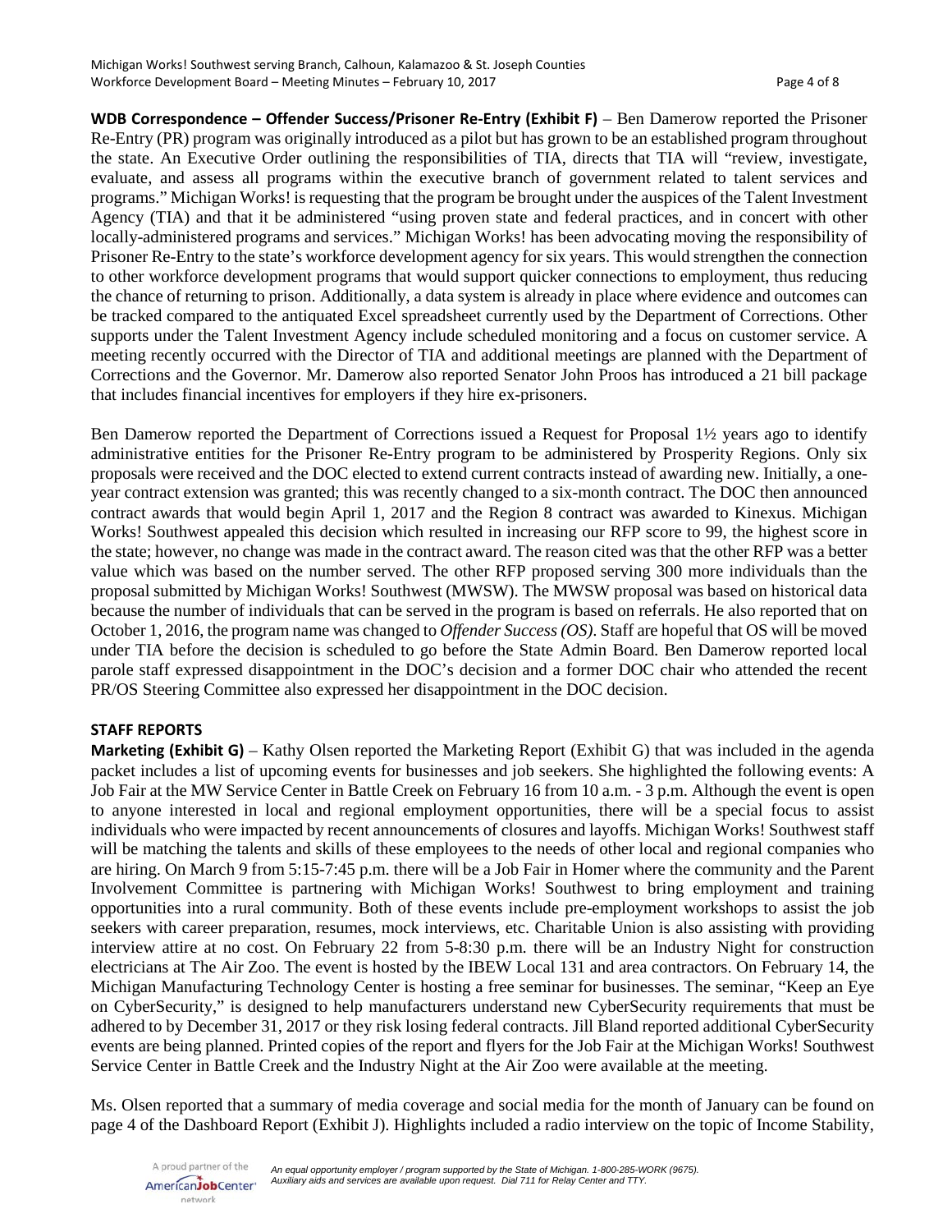**WDB Correspondence – Offender Success/Prisoner Re-Entry (Exhibit F)** – Ben Damerow reported the Prisoner Re-Entry (PR) program was originally introduced as a pilot but has grown to be an established program throughout the state. An Executive Order outlining the responsibilities of TIA, directs that TIA will "review, investigate, evaluate, and assess all programs within the executive branch of government related to talent services and programs." Michigan Works! is requesting that the program be brought under the auspices of the Talent Investment Agency (TIA) and that it be administered "using proven state and federal practices, and in concert with other locally-administered programs and services." Michigan Works! has been advocating moving the responsibility of Prisoner Re-Entry to the state's workforce development agency for six years. This would strengthen the connection to other workforce development programs that would support quicker connections to employment, thus reducing the chance of returning to prison. Additionally, a data system is already in place where evidence and outcomes can be tracked compared to the antiquated Excel spreadsheet currently used by the Department of Corrections. Other supports under the Talent Investment Agency include scheduled monitoring and a focus on customer service. A meeting recently occurred with the Director of TIA and additional meetings are planned with the Department of Corrections and the Governor. Mr. Damerow also reported Senator John Proos has introduced a 21 bill package that includes financial incentives for employers if they hire ex-prisoners.

Ben Damerow reported the Department of Corrections issued a Request for Proposal 1½ years ago to identify administrative entities for the Prisoner Re-Entry program to be administered by Prosperity Regions. Only six proposals were received and the DOC elected to extend current contracts instead of awarding new. Initially, a one-year contract extension was granted; this was recently changed to a six-month contract. The DOC then announced contract awards that would begin April 1, 2017 and the Region 8 contract was awarded to Kinexus. Michigan Works! Southwest appealed this decision which resulted in increasing our RFP score to 99, the highest score in the state; however, no change was made in the contract award. The reason cited was that the other RFP was a better value which was based on the number served. The other RFP proposed serving 300 more individuals than the proposal submitted by Michigan Works! Southwest (MWSW). The MWSW proposal was based on historical data because the number of individuals that can be served in the program is based on referrals. He also reported that on October 1, 2016, the program name was changed to *Offender Success (OS)*. Staff are hopeful that OS will be moved under TIA before the decision is scheduled to go before the State Admin Board. Ben Damerow reported local parole staff expressed disappointment in the DOC's decision and a former DOC chair who attended the recent PR/OS Steering Committee also expressed her disappointment in the DOC decision.

**STAFF REPORTS**

**Marketing (Exhibit G)** – Kathy Olsen reported the Marketing Report (Exhibit G) that was included in the agenda packet includes a list of upcoming events for businesses and job seekers. She highlighted the following events: A Job Fair at the MW Service Center in Battle Creek on February 16 from 10 a.m. - 3 p.m. Although the event is open to anyone interested in local and regional employment opportunities, there will be a special focus to assist individuals who were impacted by recent announcements of closures and layoffs. Michigan Works! Southwest staff will be matching the talents and skills of these employees to the needs of other local and regional companies who are hiring. On March 9 from 5:15-7:45 p.m. there will be a Job Fair in Homer where the community and the Parent Involvement Committee is partnering with Michigan Works! Southwest to bring employment and training opportunities into a rural community. Both of these events include pre-employment workshops to assist the job seekers with career preparation, resumes, mock interviews, etc. Charitable Union is also assisting with providing interview attire at no cost. On February 22 from 5-8:30 p.m. there will be an Industry Night for construction electricians at The Air Zoo. The event is hosted by the IBEW Local 131 and area contractors. On February 14, the Michigan Manufacturing Technology Center is hosting a free seminar for businesses. The seminar, "Keep an Eye on CyberSecurity," is designed to help manufacturers understand new CyberSecurity requirements that must be adhered to by December 31, 2017 or they risk losing federal contracts. Jill Bland reported additional CyberSecurity events are being planned. Printed copies of the report and flyers for the Job Fair at the Michigan Works! Southwest Service Center in Battle Creek and the Industry Night at the Air Zoo were available at the meeting.

Ms. Olsen reported that a summary of media coverage and social media for the month of January can be found on page 4 of the Dashboard Report (Exhibit J). Highlights included a radio interview on the topic of Income Stability,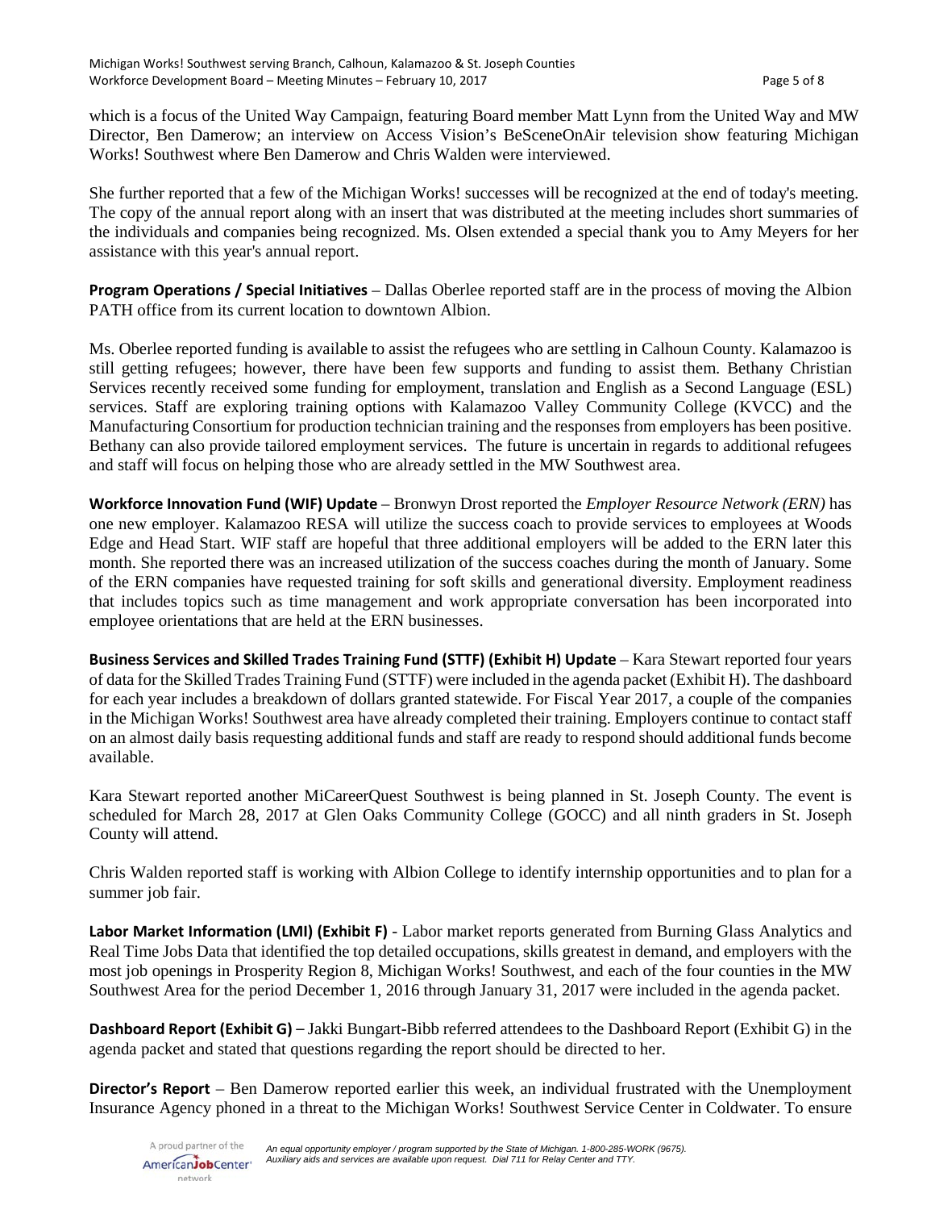which is a focus of the United Way Campaign, featuring Board member Matt Lynn from the United Way and MW Director, Ben Damerow; an interview on Access Vision's BeSceneOnAir television show featuring Michigan Works! Southwest where Ben Damerow and Chris Walden were interviewed.

She further reported that a few of the Michigan Works! successes will be recognized at the end of today's meeting. The copy of the annual report along with an insert that was distributed at the meeting includes short summaries of the individuals and companies being recognized. Ms. Olsen extended a special thank you to Amy Meyers for her assistance with this year's annual report.

**Program Operations / Special Initiatives** – Dallas Oberlee reported staff are in the process of moving the Albion PATH office from its current location to downtown Albion.

Ms. Oberlee reported funding is available to assist the refugees who are settling in Calhoun County. Kalamazoo is still getting refugees; however, there have been few supports and funding to assist them. Bethany Christian Services recently received some funding for employment, translation and English as a Second Language (ESL) services. Staff are exploring training options with Kalamazoo Valley Community College (KVCC) and the Manufacturing Consortium for production technician training and the responses from employers has been positive. Bethany can also provide tailored employment services. The future is uncertain in regards to additional refugees and staff will focus on helping those who are already settled in the MW Southwest area.

**Workforce Innovation Fund (WIF) Update** – Bronwyn Drost reported the *Employer Resource Network (ERN)* has one new employer. Kalamazoo RESA will utilize the success coach to provide services to employees at Woods Edge and Head Start. WIF staff are hopeful that three additional employers will be added to the ERN later this month. She reported there was an increased utilization of the success coaches during the month of January. Some of the ERN companies have requested training for soft skills and generational diversity. Employment readiness that includes topics such as time management and work appropriate conversation has been incorporated into employee orientations that are held at the ERN businesses.

**Business Services and Skilled Trades Training Fund (STTF) (Exhibit H) Update** – Kara Stewart reported four years of data for the Skilled Trades Training Fund (STTF) were included in the agenda packet (Exhibit H). The dashboard for each year includes a breakdown of dollars granted statewide. For Fiscal Year 2017, a couple of the companies in the Michigan Works! Southwest area have already completed their training. Employers continue to contact staff on an almost daily basis requesting additional funds and staff are ready to respond should additional funds become available.

Kara Stewart reported another MiCareerQuest Southwest is being planned in St. Joseph County. The event is scheduled for March 28, 2017 at Glen Oaks Community College (GOCC) and all ninth graders in St. Joseph County will attend.

Chris Walden reported staff is working with Albion College to identify internship opportunities and to plan for a summer job fair.

**Labor Market Information (LMI) (Exhibit F)** - Labor market reports generated from Burning Glass Analytics and Real Time Jobs Data that identified the top detailed occupations, skills greatest in demand, and employers with the most job openings in Prosperity Region 8, Michigan Works! Southwest, and each of the four counties in the MW Southwest Area for the period December 1, 2016 through January 31, 2017 were included in the agenda packet.

**Dashboard Report (Exhibit G) –** Jakki Bungart-Bibb referred attendees to the Dashboard Report (Exhibit G) in the agenda packet and stated that questions regarding the report should be directed to her.

**Director's Report** – Ben Damerow reported earlier this week, an individual frustrated with the Unemployment Insurance Agency phoned in a threat to the Michigan Works! Southwest Service Center in Coldwater. To ensure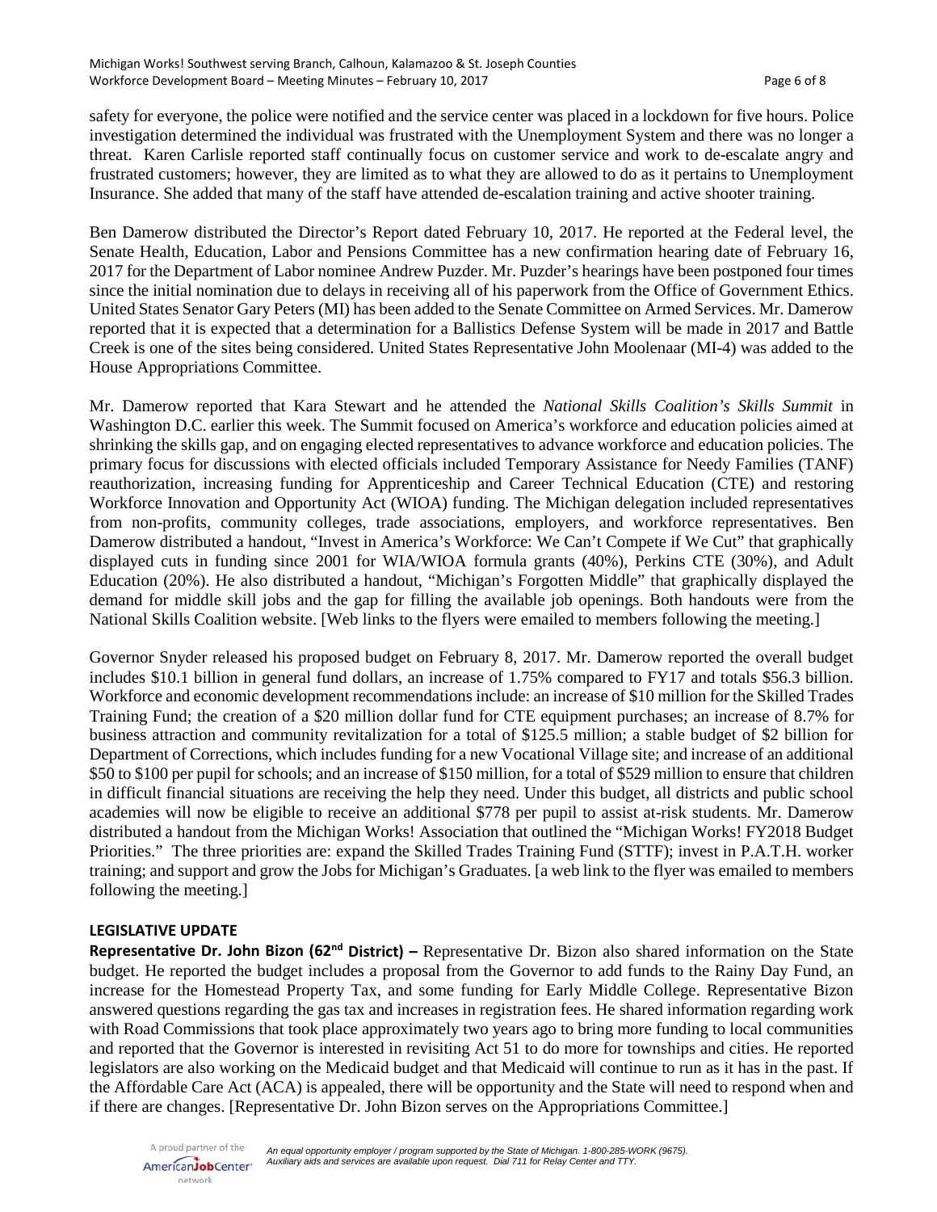safety for everyone, the police were notified and the service center was placed in a lockdown for five hours. Police investigation determined the individual was frustrated with the Unemployment System and there was no longer a threat. Karen Carlisle reported staff continually focus on customer service and work to de-escalate angry and frustrated customers; however, they are limited as to what they are allowed to do as it pertains to Unemployment Insurance. She added that many of the staff have attended de-escalation training and active shooter training.

Ben Damerow distributed the Director's Report dated February 10, 2017. He reported at the Federal level, the Senate Health, Education, Labor and Pensions Committee has a new confirmation hearing date of February 16, 2017 for the Department of Labor nominee Andrew Puzder. Mr. Puzder's hearings have been postponed four times since the initial nomination due to delays in receiving all of his paperwork from the Office of Government Ethics. United States Senator Gary Peters (MI) has been added to the Senate Committee on Armed Services. Mr. Damerow reported that it is expected that a determination for a Ballistics Defense System will be made in 2017 and Battle Creek is one of the sites being considered. United States Representative John Moolenaar (MI-4) was added to the House Appropriations Committee.

Mr. Damerow reported that Kara Stewart and he attended the *National Skills Coalition's Skills Summit* in Washington D.C. earlier this week. The Summit focused on America's workforce and education policies aimed at shrinking the skills gap, and on engaging elected representatives to advance workforce and education policies. The primary focus for discussions with elected officials included Temporary Assistance for Needy Families (TANF) reauthorization, increasing funding for Apprenticeship and Career Technical Education (CTE) and restoring Workforce Innovation and Opportunity Act (WIOA) funding. The Michigan delegation included representatives from non-profits, community colleges, trade associations, employers, and workforce representatives. Ben Damerow distributed a handout, "Invest in America's Workforce: We Can't Compete if We Cut" that graphically displayed cuts in funding since 2001 for WIA/WIOA formula grants (40%), Perkins CTE (30%), and Adult Education (20%). He also distributed a handout, "Michigan's Forgotten Middle" that graphically displayed the demand for middle skill jobs and the gap for filling the available job openings. Both handouts were from the National Skills Coalition website. [Web links to the flyers were emailed to members following the meeting.]

Governor Snyder released his proposed budget on February 8, 2017. Mr. Damerow reported the overall budget includes $10.1 billion in general fund dollars, an increase of 1.75% compared to FY17 and totals $56.3 billion. Workforce and economic development recommendations include: an increase of $10 million for the Skilled Trades Training Fund; the creation of a $20 million dollar fund for CTE equipment purchases; an increase of 8.7% for business attraction and community revitalization for a total of $125.5 million; a stable budget of $2 billion for Department of Corrections, which includes funding for a new Vocational Village site; and increase of an additional $50 to $100 per pupil for schools; and an increase of $150 million, for a total of $529 million to ensure that children in difficult financial situations are receiving the help they need. Under this budget, all districts and public school academies will now be eligible to receive an additional $778 per pupil to assist at-risk students. Mr. Damerow distributed a handout from the Michigan Works! Association that outlined the "Michigan Works! FY2018 Budget Priorities." The three priorities are: expand the Skilled Trades Training Fund (STTF); invest in P.A.T.H. worker training; and support and grow the Jobs for Michigan's Graduates. [a web link to the flyer was emailed to members following the meeting.]

**LEGISLATIVE UPDATE**

**Representative Dr. John Bizon (62nd District) –** Representative Dr. Bizon also shared information on the State budget. He reported the budget includes a proposal from the Governor to add funds to the Rainy Day Fund, an increase for the Homestead Property Tax, and some funding for Early Middle College. Representative Bizon answered questions regarding the gas tax and increases in registration fees. He shared information regarding work with Road Commissions that took place approximately two years ago to bring more funding to local communities and reported that the Governor is interested in revisiting Act 51 to do more for townships and cities. He reported legislators are also working on the Medicaid budget and that Medicaid will continue to run as it has in the past. If the Affordable Care Act (ACA) is appealed, there will be opportunity and the State will need to respond when and if there are changes. [Representative Dr. John Bizon serves on the Appropriations Committee.]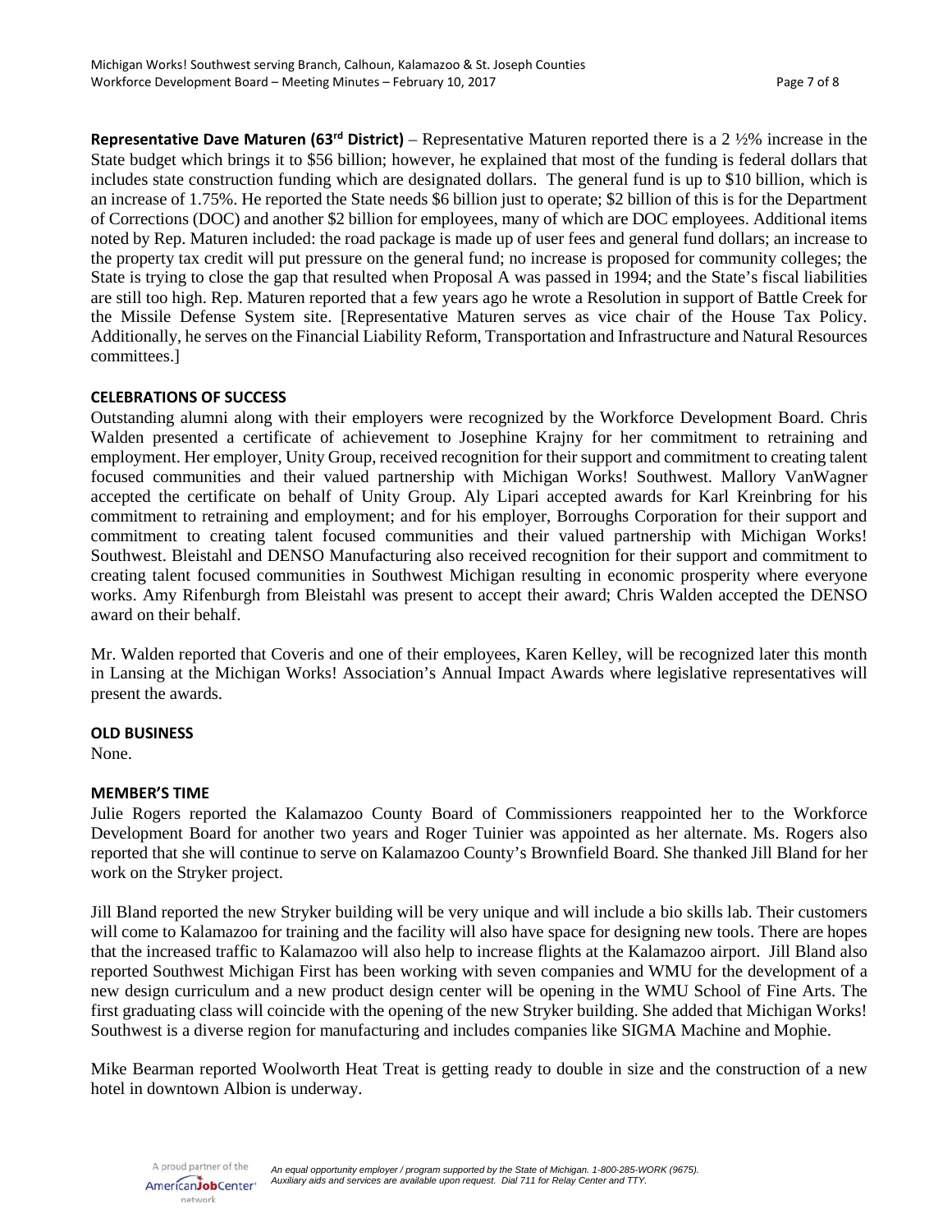**Representative Dave Maturen (63rd District)** – Representative Maturen reported there is a 2 ½% increase in the State budget which brings it to $56 billion; however, he explained that most of the funding is federal dollars that includes state construction funding which are designated dollars. The general fund is up to $10 billion, which is an increase of 1.75%. He reported the State needs $6 billion just to operate; $2 billion of this is for the Department of Corrections (DOC) and another $2 billion for employees, many of which are DOC employees. Additional items noted by Rep. Maturen included: the road package is made up of user fees and general fund dollars; an increase to the property tax credit will put pressure on the general fund; no increase is proposed for community colleges; the State is trying to close the gap that resulted when Proposal A was passed in 1994; and the State's fiscal liabilities are still too high. Rep. Maturen reported that a few years ago he wrote a Resolution in support of Battle Creek for the Missile Defense System site. [Representative Maturen serves as vice chair of the House Tax Policy. Additionally, he serves on the Financial Liability Reform, Transportation and Infrastructure and Natural Resources committees.]

**CELEBRATIONS OF SUCCESS**

Outstanding alumni along with their employers were recognized by the Workforce Development Board. Chris Walden presented a certificate of achievement to Josephine Krajny for her commitment to retraining and employment. Her employer, Unity Group, received recognition for their support and commitment to creating talent focused communities and their valued partnership with Michigan Works! Southwest. Mallory VanWagner accepted the certificate on behalf of Unity Group. Aly Lipari accepted awards for Karl Kreinbring for his commitment to retraining and employment; and for his employer, Borroughs Corporation for their support and commitment to creating talent focused communities and their valued partnership with Michigan Works! Southwest. Bleistahl and DENSO Manufacturing also received recognition for their support and commitment to creating talent focused communities in Southwest Michigan resulting in economic prosperity where everyone works. Amy Rifenburgh from Bleistahl was present to accept their award; Chris Walden accepted the DENSO award on their behalf.

Mr. Walden reported that Coveris and one of their employees, Karen Kelley, will be recognized later this month in Lansing at the Michigan Works! Association's Annual Impact Awards where legislative representatives will present the awards.

**OLD BUSINESS**

None.

**MEMBER'S TIME**

Julie Rogers reported the Kalamazoo County Board of Commissioners reappointed her to the Workforce Development Board for another two years and Roger Tuinier was appointed as her alternate. Ms. Rogers also reported that she will continue to serve on Kalamazoo County's Brownfield Board. She thanked Jill Bland for her work on the Stryker project.

Jill Bland reported the new Stryker building will be very unique and will include a bio skills lab. Their customers will come to Kalamazoo for training and the facility will also have space for designing new tools. There are hopes that the increased traffic to Kalamazoo will also help to increase flights at the Kalamazoo airport. Jill Bland also reported Southwest Michigan First has been working with seven companies and WMU for the development of a new design curriculum and a new product design center will be opening in the WMU School of Fine Arts. The first graduating class will coincide with the opening of the new Stryker building. She added that Michigan Works! Southwest is a diverse region for manufacturing and includes companies like SIGMA Machine and Mophie.

Mike Bearman reported Woolworth Heat Treat is getting ready to double in size and the construction of a new hotel in downtown Albion is underway.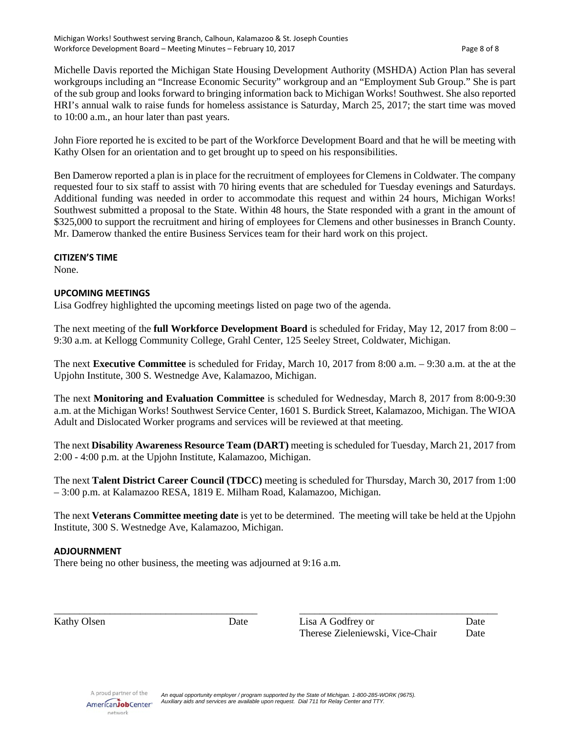Michelle Davis reported the Michigan State Housing Development Authority (MSHDA) Action Plan has several workgroups including an "Increase Economic Security" workgroup and an "Employment Sub Group." She is part of the sub group and looks forward to bringing information back to Michigan Works! Southwest. She also reported HRI's annual walk to raise funds for homeless assistance is Saturday, March 25, 2017; the start time was moved to 10:00 a.m., an hour later than past years.

John Fiore reported he is excited to be part of the Workforce Development Board and that he will be meeting with Kathy Olsen for an orientation and to get brought up to speed on his responsibilities.

Ben Damerow reported a plan is in place for the recruitment of employees for Clemens in Coldwater. The company requested four to six staff to assist with 70 hiring events that are scheduled for Tuesday evenings and Saturdays. Additional funding was needed in order to accommodate this request and within 24 hours, Michigan Works! Southwest submitted a proposal to the State. Within 48 hours, the State responded with a grant in the amount of $325,000 to support the recruitment and hiring of employees for Clemens and other businesses in Branch County. Mr. Damerow thanked the entire Business Services team for their hard work on this project.

**CITIZEN'S TIME**

None.

**UPCOMING MEETINGS**

Lisa Godfrey highlighted the upcoming meetings listed on page two of the agenda.

The next meeting of the **full Workforce Development Board** is scheduled for Friday, May 12, 2017 from 8:00 – 9:30 a.m. at Kellogg Community College, Grahl Center, 125 Seeley Street, Coldwater, Michigan.

The next **Executive Committee** is scheduled for Friday, March 10, 2017 from 8:00 a.m. – 9:30 a.m. at the at the Upjohn Institute, 300 S. Westnedge Ave, Kalamazoo, Michigan.

The next **Monitoring and Evaluation Committee** is scheduled for Wednesday, March 8, 2017 from 8:00-9:30 a.m. at the Michigan Works! Southwest Service Center, 1601 S. Burdick Street, Kalamazoo, Michigan. The WIOA Adult and Dislocated Worker programs and services will be reviewed at that meeting.

The next **Disability Awareness Resource Team (DART)** meeting is scheduled for Tuesday, March 21, 2017 from 2:00 - 4:00 p.m. at the Upjohn Institute, Kalamazoo, Michigan.

The next **Talent District Career Council (TDCC)** meeting is scheduled for Thursday, March 30, 2017 from 1:00 – 3:00 p.m. at Kalamazoo RESA, 1819 E. Milham Road, Kalamazoo, Michigan.

The next **Veterans Committee meeting date** is yet to be determined. The meeting will take be held at the Upjohn Institute, 300 S. Westnedge Ave, Kalamazoo, Michigan.

**ADJOURNMENT**

There being no other business, the meeting was adjourned at 9:16 a.m.

\_\_\_\_\_\_\_\_\_\_\_\_\_\_\_\_\_\_\_\_\_\_\_\_\_\_\_\_\_\_\_\_\_\_\_\_\_\_\_\_ \_\_\_\_\_\_\_\_\_\_\_\_\_\_\_\_\_\_\_\_\_\_\_\_\_\_\_\_\_\_\_\_\_\_\_\_\_\_\_\_

Kathy Olsen Date

Lisa A Godfrey or Date
Therese Zieleniewski, Vice-Chair Date

A proud partner of the AmericanJobCenter network

*An equal opportunity employer / program supported by the State of Michigan. 1-800-285-WORK (9675). Auxiliary aids and services are available upon request. Dial 711 for Relay Center and TTY.*